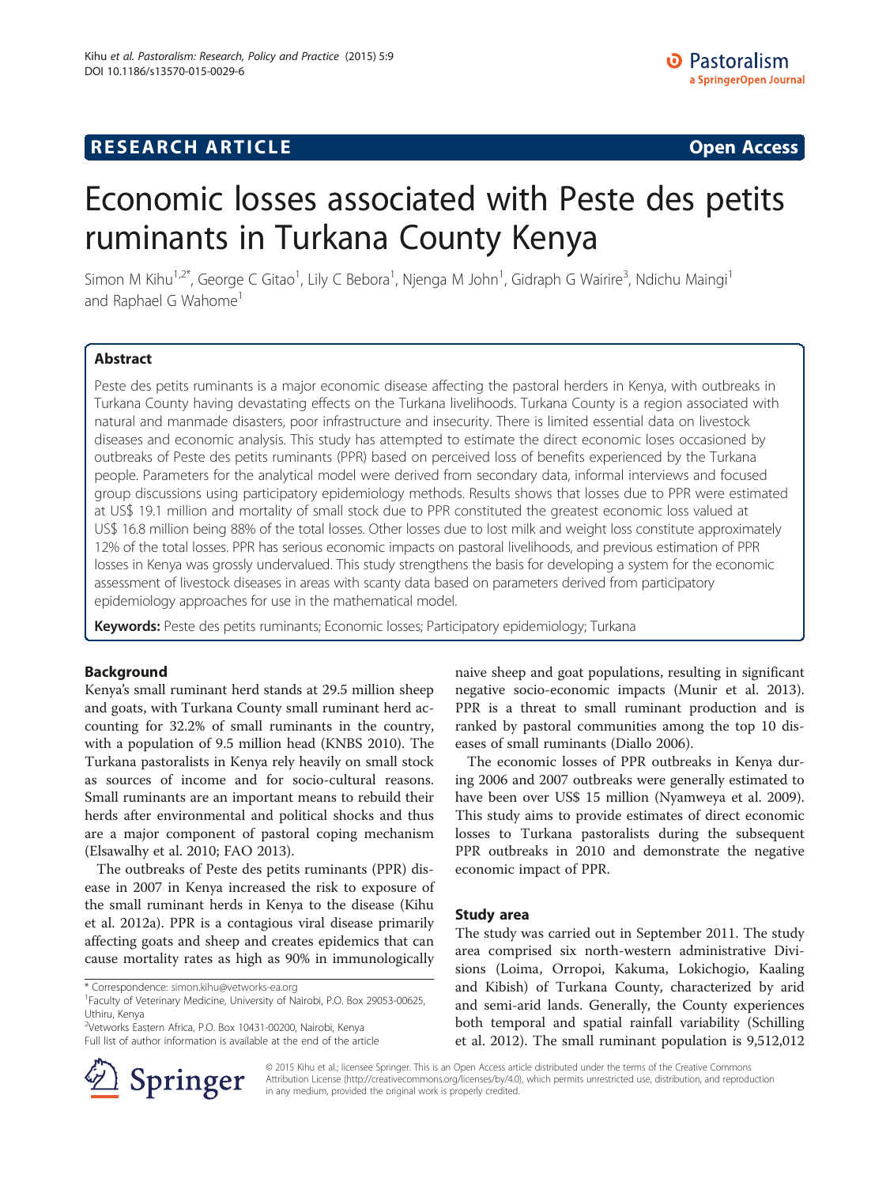RESEARCH ARTICLE Open Access

# Economic losses associated with Peste des petits ruminants in Turkana County Kenya

Simon M Kihu[1,2*], George C Gitao[1], Lily C Bebora[1], Njenga M John[1], Gidraph G Wairire[3], Ndichu Maingi[1] and Raphael G Wahome[1]

## Abstract

Peste des petits ruminants is a major economic disease affecting the pastoral herders in Kenya, with outbreaks in Turkana County having devastating effects on the Turkana livelihoods. Turkana County is a region associated with natural and manmade disasters, poor infrastructure and insecurity. There is limited essential data on livestock diseases and economic analysis. This study has attempted to estimate the direct economic loses occasioned by outbreaks of Peste des petits ruminants (PPR) based on perceived loss of benefits experienced by the Turkana people. Parameters for the analytical model were derived from secondary data, informal interviews and focused group discussions using participatory epidemiology methods. Results shows that losses due to PPR were estimated at US$ 19.1 million and mortality of small stock due to PPR constituted the greatest economic loss valued at US$ 16.8 million being 88% of the total losses. Other losses due to lost milk and weight loss constitute approximately 12% of the total losses. PPR has serious economic impacts on pastoral livelihoods, and previous estimation of PPR losses in Kenya was grossly undervalued. This study strengthens the basis for developing a system for the economic assessment of livestock diseases in areas with scanty data based on parameters derived from participatory epidemiology approaches for use in the mathematical model.

**Keywords:** Peste des petits ruminants; Economic losses; Participatory epidemiology; Turkana

## Background

Kenya's small ruminant herd stands at 29.5 million sheep and goats, with Turkana County small ruminant herd accounting for 32.2% of small ruminants in the country, with a population of 9.5 million head (KNBS 2010). The Turkana pastoralists in Kenya rely heavily on small stock as sources of income and for socio-cultural reasons. Small ruminants are an important means to rebuild their herds after environmental and political shocks and thus are a major component of pastoral coping mechanism (Elsawalhy et al. 2010; FAO 2013).

The outbreaks of Peste des petits ruminants (PPR) disease in 2007 in Kenya increased the risk to exposure of the small ruminant herds in Kenya to the disease (Kihu et al. 2012a). PPR is a contagious viral disease primarily affecting goats and sheep and creates epidemics that can cause mortality rates as high as 90% in immunologically naive sheep and goat populations, resulting in significant negative socio-economic impacts (Munir et al. 2013). PPR is a threat to small ruminant production and is ranked by pastoral communities among the top 10 diseases of small ruminants (Diallo 2006).

The economic losses of PPR outbreaks in Kenya during 2006 and 2007 outbreaks were generally estimated to have been over US$ 15 million (Nyamweya et al. 2009). This study aims to provide estimates of direct economic losses to Turkana pastoralists during the subsequent PPR outbreaks in 2010 and demonstrate the negative economic impact of PPR.

## Study area

The study was carried out in September 2011. The study area comprised six north-western administrative Divisions (Loima, Orropoi, Kakuma, Lokichogio, Kaaling and Kibish) of Turkana County, characterized by arid and semi-arid lands. Generally, the County experiences both temporal and spatial rainfall variability (Schilling et al. 2012). The small ruminant population is 9,512,012

\* Correspondence: simon.kihu@vetworks-ea.org
[1]Faculty of Veterinary Medicine, University of Nairobi, P.O. Box 29053-00625, Uthiru, Kenya
[2]Vetworks Eastern Africa, P.O. Box 10431-00200, Nairobi, Kenya
Full list of author information is available at the end of the article

© 2015 Kihu et al.; licensee Springer. This is an Open Access article distributed under the terms of the Creative Commons Attribution License (http://creativecommons.org/licenses/by/4.0), which permits unrestricted use, distribution, and reproduction in any medium, provided the original work is properly credited.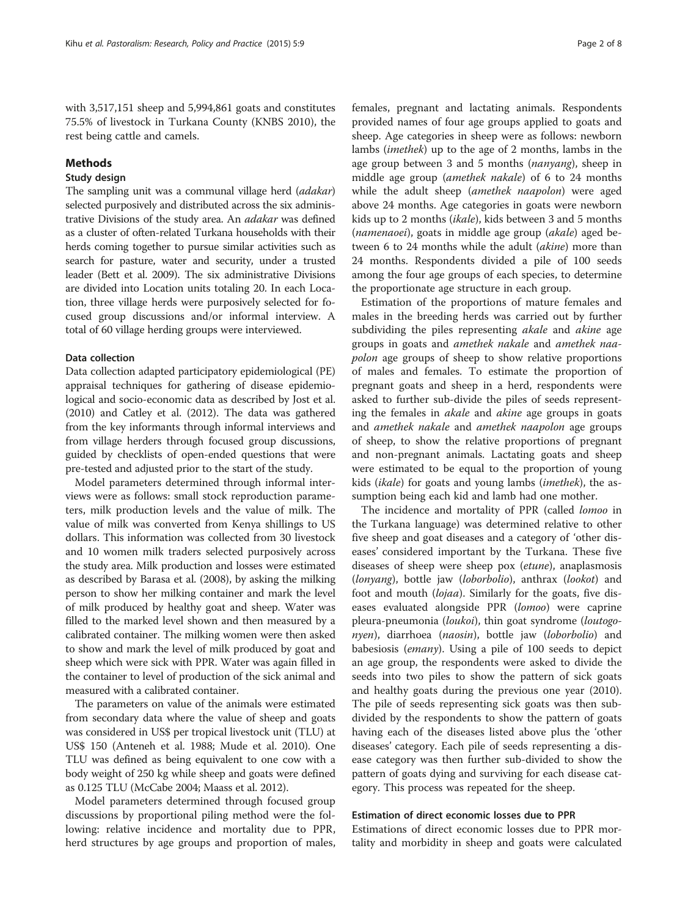with 3,517,151 sheep and 5,994,861 goats and constitutes 75.5% of livestock in Turkana County (KNBS 2010), the rest being cattle and camels.

## Methods

### Study design

The sampling unit was a communal village herd (*adakar*) selected purposively and distributed across the six administrative Divisions of the study area. An *adakar* was defined as a cluster of often-related Turkana households with their herds coming together to pursue similar activities such as search for pasture, water and security, under a trusted leader (Bett et al. 2009). The six administrative Divisions are divided into Location units totaling 20. In each Location, three village herds were purposively selected for focused group discussions and/or informal interview. A total of 60 village herding groups were interviewed.

### Data collection

Data collection adapted participatory epidemiological (PE) appraisal techniques for gathering of disease epidemiological and socio-economic data as described by Jost et al. (2010) and Catley et al. (2012). The data was gathered from the key informants through informal interviews and from village herders through focused group discussions, guided by checklists of open-ended questions that were pre-tested and adjusted prior to the start of the study.

Model parameters determined through informal interviews were as follows: small stock reproduction parameters, milk production levels and the value of milk. The value of milk was converted from Kenya shillings to US dollars. This information was collected from 30 livestock and 10 women milk traders selected purposively across the study area. Milk production and losses were estimated as described by Barasa et al. (2008), by asking the milking person to show her milking container and mark the level of milk produced by healthy goat and sheep. Water was filled to the marked level shown and then measured by a calibrated container. The milking women were then asked to show and mark the level of milk produced by goat and sheep which were sick with PPR. Water was again filled in the container to level of production of the sick animal and measured with a calibrated container.

The parameters on value of the animals were estimated from secondary data where the value of sheep and goats was considered in US$ per tropical livestock unit (TLU) at US$ 150 (Anteneh et al. 1988; Mude et al. 2010). One TLU was defined as being equivalent to one cow with a body weight of 250 kg while sheep and goats were defined as 0.125 TLU (McCabe 2004; Maass et al. 2012).

Model parameters determined through focused group discussions by proportional piling method were the following: relative incidence and mortality due to PPR, herd structures by age groups and proportion of males, females, pregnant and lactating animals. Respondents provided names of four age groups applied to goats and sheep. Age categories in sheep were as follows: newborn lambs (*imethek*) up to the age of 2 months, lambs in the age group between 3 and 5 months (*nanyang*), sheep in middle age group (*amethek nakale*) of 6 to 24 months while the adult sheep (*amethek naapolon*) were aged above 24 months. Age categories in goats were newborn kids up to 2 months (*ikale*), kids between 3 and 5 months (*namenaoei*), goats in middle age group (*akale*) aged between 6 to 24 months while the adult (*akine*) more than 24 months. Respondents divided a pile of 100 seeds among the four age groups of each species, to determine the proportionate age structure in each group.

Estimation of the proportions of mature females and males in the breeding herds was carried out by further subdividing the piles representing *akale* and *akine* age groups in goats and *amethek nakale* and *amethek naapolon* age groups of sheep to show relative proportions of males and females. To estimate the proportion of pregnant goats and sheep in a herd, respondents were asked to further sub-divide the piles of seeds representing the females in *akale* and *akine* age groups in goats and *amethek nakale* and *amethek naapolon* age groups of sheep, to show the relative proportions of pregnant and non-pregnant animals. Lactating goats and sheep were estimated to be equal to the proportion of young kids (*ikale*) for goats and young lambs (*imethek*), the assumption being each kid and lamb had one mother.

The incidence and mortality of PPR (called *lomoo* in the Turkana language) was determined relative to other five sheep and goat diseases and a category of 'other diseases' considered important by the Turkana. These five diseases of sheep were sheep pox (*etune*), anaplasmosis (*lonyang*), bottle jaw (*loborbolio*), anthrax (*lookot*) and foot and mouth (*lojaa*). Similarly for the goats, five diseases evaluated alongside PPR (*lomoo*) were caprine pleura-pneumonia (*loukoi*), thin goat syndrome (*loutogonyen*), diarrhoea (*naosin*), bottle jaw (*loborbolio*) and babesiosis (*emany*). Using a pile of 100 seeds to depict an age group, the respondents were asked to divide the seeds into two piles to show the pattern of sick goats and healthy goats during the previous one year (2010). The pile of seeds representing sick goats was then subdivided by the respondents to show the pattern of goats having each of the diseases listed above plus the 'other diseases' category. Each pile of seeds representing a disease category was then further sub-divided to show the pattern of goats dying and surviving for each disease category. This process was repeated for the sheep.

### Estimation of direct economic losses due to PPR

Estimations of direct economic losses due to PPR mortality and morbidity in sheep and goats were calculated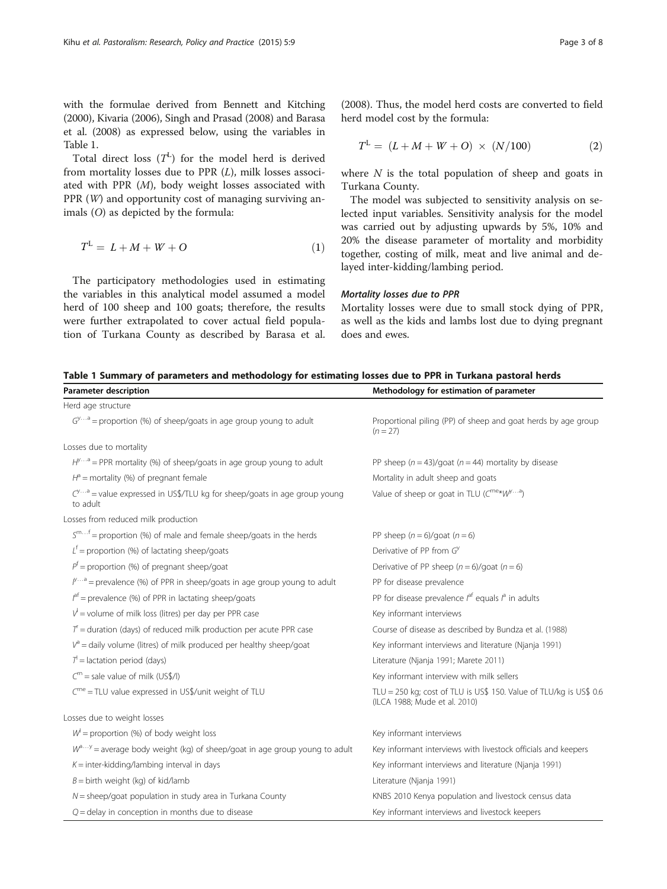with the formulae derived from Bennett and Kitching (2000), Kivaria (2006), Singh and Prasad (2008) and Barasa et al. (2008) as expressed below, using the variables in Table 1.

Total direct loss ($T^L$) for the model herd is derived from mortality losses due to PPR ($L$), milk losses associated with PPR ($M$), body weight losses associated with PPR ($W$) and opportunity cost of managing surviving animals ($O$) as depicted by the formula:

$$T^L = L + M + W + O \quad (1)$$

The participatory methodologies used in estimating the variables in this analytical model assumed a model herd of 100 sheep and 100 goats; therefore, the results were further extrapolated to cover actual field population of Turkana County as described by Barasa et al. (2008). Thus, the model herd costs are converted to field herd model cost by the formula:

$$T^L = (L + M + W + O) \times (N/100) \quad (2)$$

where $N$ is the total population of sheep and goats in Turkana County.

The model was subjected to sensitivity analysis on selected input variables. Sensitivity analysis for the model was carried out by adjusting upwards by 5%, 10% and 20% the disease parameter of mortality and morbidity together, costing of milk, meat and live animal and delayed inter-kidding/lambing period.

#### *Mortality losses due to PPR*

Mortality losses were due to small stock dying of PPR, as well as the kids and lambs lost due to dying pregnant does and ewes.

**Table 1 Summary of parameters and methodology for estimating losses due to PPR in Turkana pastoral herds**

| Parameter description | Methodology for estimation of parameter |
|---|---|
| Herd age structure | |
| $G^{y...a}$ = proportion (%) of sheep/goats in age group young to adult | Proportional piling (PP) of sheep and goat herds by age group ($n = 27$) |
| Losses due to mortality | |
| $H^{y...a}$ = PPR mortality (%) of sheep/goats in age group young to adult | PP sheep ($n = 43$)/goat ($n = 44$) mortality by disease |
| $H^a$ = mortality (%) of pregnant female | Mortality in adult sheep and goats |
| $C^{y...a}$ = value expressed in US$/TLU kg for sheep/goats in age group young to adult | Value of sheep or goat in TLU ($C^{me} * W^{y...a}$) |
| Losses from reduced milk production | |
| $S^{m...f}$ = proportion (%) of male and female sheep/goats in the herds | PP sheep ($n = 6$)/goat ($n = 6$) |
| $L^f$ = proportion (%) of lactating sheep/goats | Derivative of PP from $G^y$ |
| $P^f$ = proportion (%) of pregnant sheep/goat | Derivative of PP sheep ($n = 6$)/goat ($n = 6$) |
| $I^{y...a}$ = prevalence (%) of PPR in sheep/goats in age group young to adult | PP for disease prevalence |
| $I^{af}$ = prevalence (%) of PPR in lactating sheep/goats | PP for disease prevalence $I^{af}$ equals $I^a$ in adults |
| $V^l$ = volume of milk loss (litres) per day per PPR case | Key informant interviews |
| $T^r$ = duration (days) of reduced milk production per acute PPR case | Course of disease as described by Bundza et al. (1988) |
| $V^a$ = daily volume (litres) of milk produced per healthy sheep/goat | Key informant interviews and literature (Njanja 1991) |
| $T^l$ = lactation period (days) | Literature (Njanja 1991; Marete 2011) |
| $C^m$ = sale value of milk (US$/l) | Key informant interview with milk sellers |
| $C^{me}$ = TLU value expressed in US$/unit weight of TLU | TLU = 250 kg; cost of TLU is US$ 150. Value of TLU/kg is US$ 0.6 (ILCA 1988; Mude et al. 2010) |
| Losses due to weight losses | |
| $W^l$ = proportion (%) of body weight loss | Key informant interviews |
| $W^{a...y}$ = average body weight (kg) of sheep/goat in age group young to adult | Key informant interviews with livestock officials and keepers |
| $K$ = inter-kidding/lambing interval in days | Key informant interviews and literature (Njanja 1991) |
| $B$ = birth weight (kg) of kid/lamb | Literature (Njanja 1991) |
| $N$ = sheep/goat population in study area in Turkana County | KNBS 2010 Kenya population and livestock census data |
| $Q$ = delay in conception in months due to disease | Key informant interviews and livestock keepers |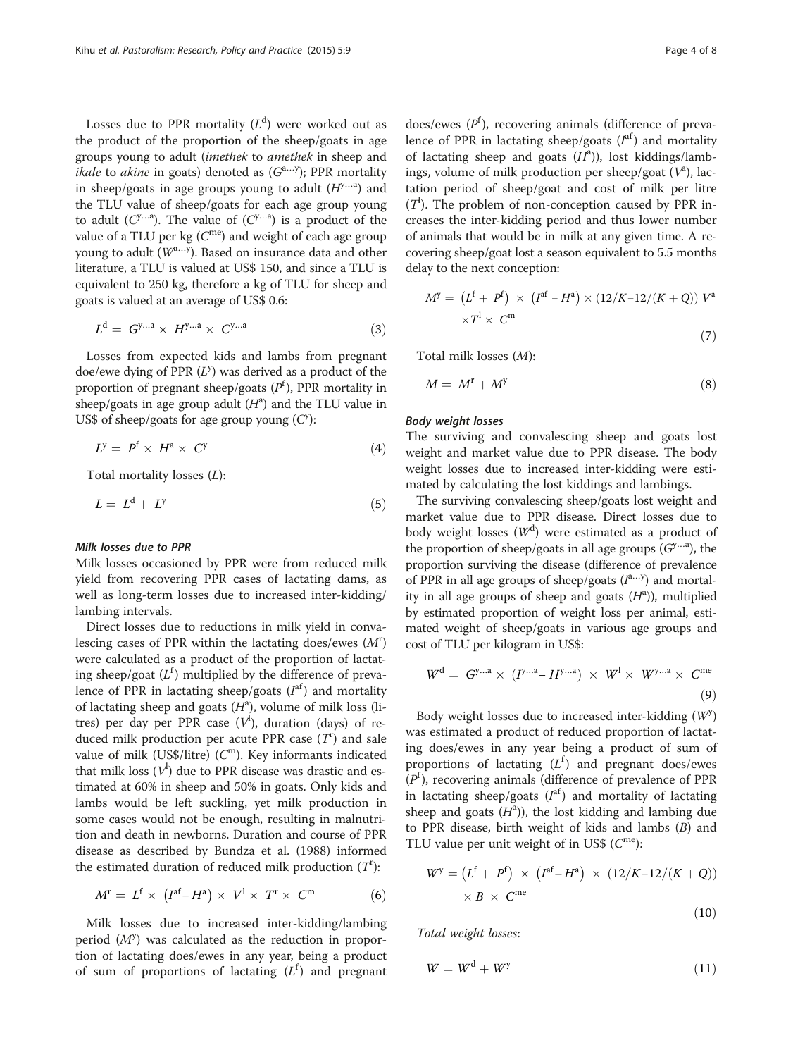Losses due to PPR mortality ($L^d$) were worked out as the product of the proportion of the sheep/goats in age groups young to adult (*imethek* to *amethek* in sheep and *ikale* to *akine* in goats) denoted as ($G^{a...y}$); PPR mortality in sheep/goats in age groups young to adult ($H^{y...a}$) and the TLU value of sheep/goats for each age group young to adult ($C^{y...a}$). The value of ($C^{y...a}$) is a product of the value of a TLU per kg ($C^{me}$) and weight of each age group young to adult ($W^{a...y}$). Based on insurance data and other literature, a TLU is valued at US\$ 150, and since a TLU is equivalent to 250 kg, therefore a kg of TLU for sheep and goats is valued at an average of US\$ 0.6:

$$L^d = G^{y...a} \times H^{y...a} \times C^{y...a} \tag{3}$$

Losses from expected kids and lambs from pregnant doe/ewe dying of PPR ($L^y$) was derived as a product of the proportion of pregnant sheep/goats ($P^f$), PPR mortality in sheep/goats in age group adult ($H^a$) and the TLU value in US\$ of sheep/goats for age group young ($C^y$):

$$L^y = P^f \times H^a \times C^y \tag{4}$$

Total mortality losses ($L$):

$$L = L^d + L^y \tag{5}$$

#### Milk losses due to PPR

Milk losses occasioned by PPR were from reduced milk yield from recovering PPR cases of lactating dams, as well as long-term losses due to increased inter-kidding/lambing intervals.

Direct losses due to reductions in milk yield in convalescing cases of PPR within the lactating does/ewes ($M^r$) were calculated as a product of the proportion of lactating sheep/goat ($L^f$) multiplied by the difference of prevalence of PPR in lactating sheep/goats ($I^{af}$) and mortality of lactating sheep and goats ($H^a$), volume of milk loss (litres) per day per PPR case ($V^l$), duration (days) of reduced milk production per acute PPR case ($T^r$) and sale value of milk (US\$/litre) ($C^m$). Key informants indicated that milk loss ($V^l$) due to PPR disease was drastic and estimated at 60% in sheep and 50% in goats. Only kids and lambs would be left suckling, yet milk production in some cases would not be enough, resulting in malnutrition and death in newborns. Duration and course of PPR disease as described by Bundza et al. (1988) informed the estimated duration of reduced milk production ($T^r$):

$$M^r = L^f \times \left(I^{af} - H^a\right) \times V^l \times T^r \times C^m \tag{6}$$

Milk losses due to increased inter-kidding/lambing period ($M^y$) was calculated as the reduction in proportion of lactating does/ewes in any year, being a product of sum of proportions of lactating ($L^f$) and pregnant does/ewes ($P^f$), recovering animals (difference of prevalence of PPR in lactating sheep/goats ($I^{af}$) and mortality of lactating sheep and goats ($H^a$)), lost kiddings/lambings, volume of milk production per sheep/goat ($V^a$), lactation period of sheep/goat and cost of milk per litre ($T^l$). The problem of non-conception caused by PPR increases the inter-kidding period and thus lower number of animals that would be in milk at any given time. A recovering sheep/goat lost a season equivalent to 5.5 months delay to the next conception:

$$M^y = \left(L^f + P^f\right) \times \left(I^{af} - H^a\right) \times (12/K - 12/(K+Q))\ V^a \times T^l \times C^m \tag{7}$$

Total milk losses ($M$):

$$M = M^r + M^y \tag{8}$$

#### Body weight losses

The surviving and convalescing sheep and goats lost weight and market value due to PPR disease. The body weight losses due to increased inter-kidding were estimated by calculating the lost kiddings and lambings.

The surviving convalescing sheep/goats lost weight and market value due to PPR disease. Direct losses due to body weight losses ($W^d$) were estimated as a product of the proportion of sheep/goats in all age groups ($G^{y...a}$), the proportion surviving the disease (difference of prevalence of PPR in all age groups of sheep/goats ($I^{a...y}$) and mortality in all age groups of sheep and goats ($H^a$)), multiplied by estimated proportion of weight loss per animal, estimated weight of sheep/goats in various age groups and cost of TLU per kilogram in US\$:

$$W^d = G^{y...a} \times \left(I^{y...a} - H^{y...a}\right) \times W^l \times W^{y...a} \times C^{me} \tag{9}$$

Body weight losses due to increased inter-kidding ($W^y$) was estimated a product of reduced proportion of lactating does/ewes in any year being a product of sum of proportions of lactating ($L^f$) and pregnant does/ewes ($P^f$), recovering animals (difference of prevalence of PPR in lactating sheep/goats ($I^{af}$) and mortality of lactating sheep and goats ($H^a$)), the lost kidding and lambing due to PPR disease, birth weight of kids and lambs ($B$) and TLU value per unit weight of in US\$ ($C^{me}$):

$$W^y = \left(L^f + P^f\right) \times \left(I^{af} - H^a\right) \times (12/K - 12/(K+Q)) \times B \times C^{me} \tag{10}$$

*Total weight losses*:

$$W = W^d + W^y \tag{11}$$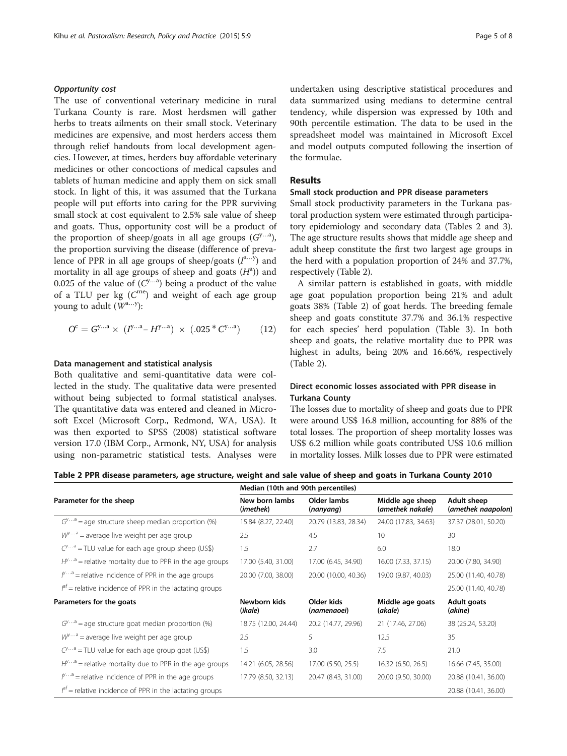### *Opportunity cost*

The use of conventional veterinary medicine in rural Turkana County is rare. Most herdsmen will gather herbs to treats ailments on their small stock. Veterinary medicines are expensive, and most herders access them through relief handouts from local development agencies. However, at times, herders buy affordable veterinary medicines or other concoctions of medical capsules and tablets of human medicine and apply them on sick small stock. In light of this, it was assumed that the Turkana people will put efforts into caring for the PPR surviving small stock at cost equivalent to 2.5% sale value of sheep and goats. Thus, opportunity cost will be a product of the proportion of sheep/goats in all age groups ($G^{y\ldots a}$), the proportion surviving the disease (difference of prevalence of PPR in all age groups of sheep/goats ($I^{a\ldots y}$) and mortality in all age groups of sheep and goats ($H^{a}$)) and 0.025 of the value of ($C^{y\ldots a}$) being a product of the value of a TLU per kg ($C^{me}$) and weight of each age group young to adult ($W^{a\ldots y}$):

$$O^{c} = G^{y\ldots a} \times \left(I^{y\ldots a} - H^{y\ldots a}\right) \times \left(.025 * C^{y\ldots a}\right) \qquad (12)$$

### Data management and statistical analysis

Both qualitative and semi-quantitative data were collected in the study. The qualitative data were presented without being subjected to formal statistical analyses. The quantitative data was entered and cleaned in Microsoft Excel (Microsoft Corp., Redmond, WA, USA). It was then exported to SPSS (2008) statistical software version 17.0 (IBM Corp., Armonk, NY, USA) for analysis using non-parametric statistical tests. Analyses were undertaken using descriptive statistical procedures and data summarized using medians to determine central tendency, while dispersion was expressed by 10th and 90th percentile estimation. The data to be used in the spreadsheet model was maintained in Microsoft Excel and model outputs computed following the insertion of the formulae.

## Results

### Small stock production and PPR disease parameters

Small stock productivity parameters in the Turkana pastoral production system were estimated through participatory epidemiology and secondary data (Tables 2 and 3). The age structure results shows that middle age sheep and adult sheep constitute the first two largest age groups in the herd with a population proportion of 24% and 37.7%, respectively (Table 2).

A similar pattern is established in goats, with middle age goat population proportion being 21% and adult goats 38% (Table 2) of goat herds. The breeding female sheep and goats constitute 37.7% and 36.1% respective for each species' herd population (Table 3). In both sheep and goats, the relative mortality due to PPR was highest in adults, being 20% and 16.66%, respectively (Table 2).

### Direct economic losses associated with PPR disease in Turkana County

The losses due to mortality of sheep and goats due to PPR were around US$ 16.8 million, accounting for 88% of the total losses. The proportion of sheep mortality losses was US$ 6.2 million while goats contributed US$ 10.6 million in mortality losses. Milk losses due to PPR were estimated

**Table 2 PPR disease parameters, age structure, weight and sale value of sheep and goats in Turkana County 2010**

| | Median (10th and 90th percentiles) | | | |
|---|---|---|---|---|
| **Parameter for the sheep** | **New born lambs (*imethek*)** | **Older lambs (*nanyang*)** | **Middle age sheep (*amethek nakale*)** | **Adult sheep (*amethek naapolon*)** |
| $G^{y\ldots a}$ = age structure sheep median proportion (%) | 15.84 (8.27, 22.40) | 20.79 (13.83, 28.34) | 24.00 (17.83, 34.63) | 37.37 (28.01, 50.20) |
| $W^{y\ldots a}$ = average live weight per age group | 2.5 | 4.5 | 10 | 30 |
| $C^{y\ldots a}$ = TLU value for each age group sheep (US$) | 1.5 | 2.7 | 6.0 | 18.0 |
| $H^{y\ldots a}$ = relative mortality due to PPR in the age groups | 17.00 (5.40, 31.00) | 17.00 (6.45, 34.90) | 16.00 (7.33, 37.15) | 20.00 (7.80, 34.90) |
| $I^{y\ldots a}$ = relative incidence of PPR in the age groups | 20.00 (7.00, 38.00) | 20.00 (10.00, 40.36) | 19.00 (9.87, 40.03) | 25.00 (11.40, 40.78) |
| $I^{af}$ = relative incidence of PPR in the lactating groups | | | | 25.00 (11.40, 40.78) |
| **Parameters for the goats** | **Newborn kids (*ikale*)** | **Older kids (*namenaoei*)** | **Middle age goats (*akale*)** | **Adult goats (*akine*)** |
| $G^{y\ldots a}$ = age structure goat median proportion (%) | 18.75 (12.00, 24.44) | 20.2 (14.77, 29.96) | 21 (17.46, 27.06) | 38 (25.24, 53.20) |
| $W^{y\ldots a}$ = average live weight per age group | 2.5 | 5 | 12.5 | 35 |
| $C^{y\ldots a}$ = TLU value for each age group goat (US$) | 1.5 | 3.0 | 7.5 | 21.0 |
| $H^{y\ldots a}$ = relative mortality due to PPR in the age groups | 14.21 (6.05, 28.56) | 17.00 (5.50, 25.5) | 16.32 (6.50, 26.5) | 16.66 (7.45, 35.00) |
| $I^{y\ldots a}$ = relative incidence of PPR in the age groups | 17.79 (8.50, 32.13) | 20.47 (8.43, 31.00) | 20.00 (9.50, 30.00) | 20.88 (10.41, 36.00) |
| $I^{af}$ = relative incidence of PPR in the lactating groups | | | | 20.88 (10.41, 36.00) |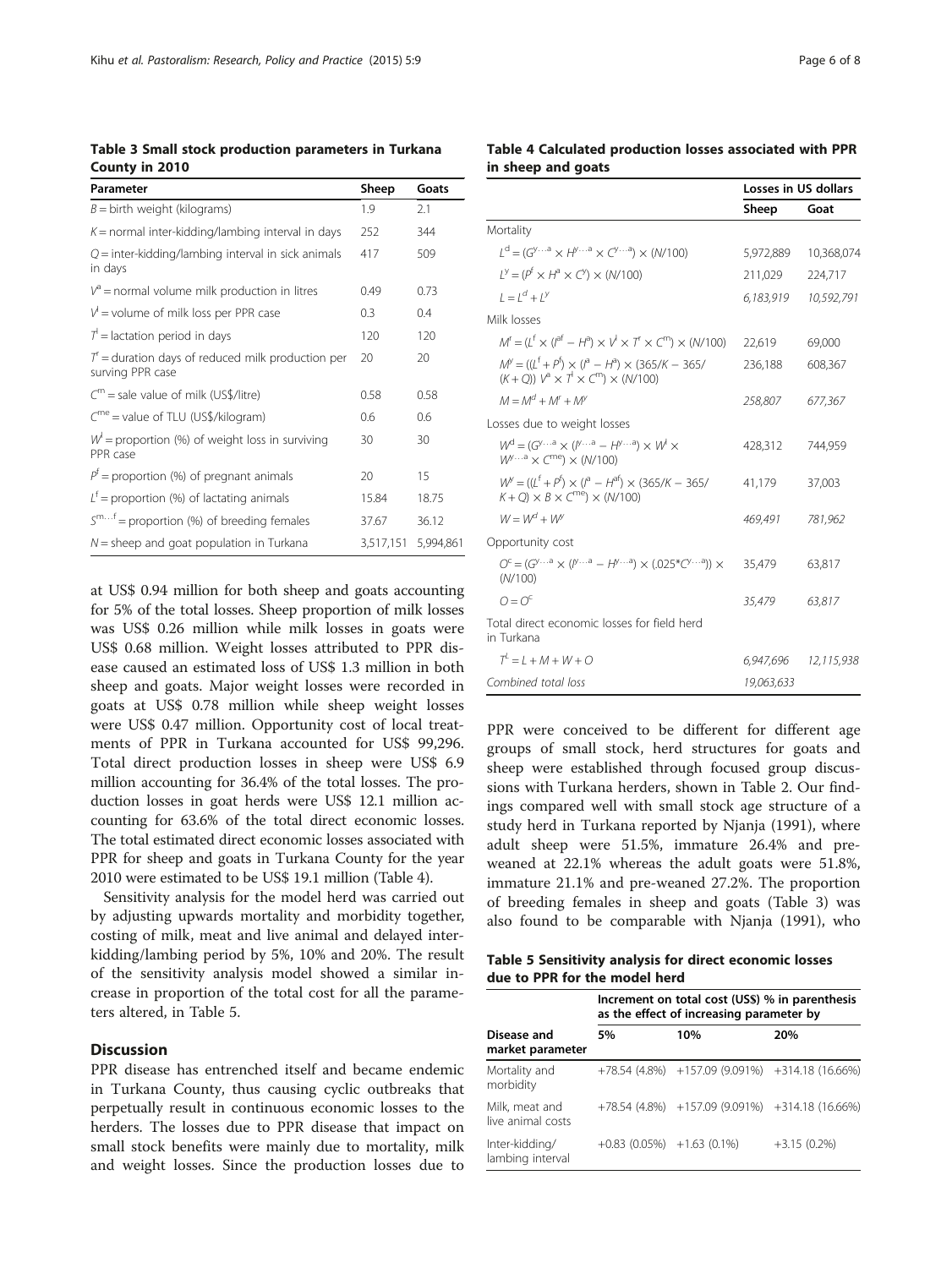**Table 3 Small stock production parameters in Turkana County in 2010**

| Parameter | Sheep | Goats |
|---|---|---|
| $B$ = birth weight (kilograms) | 1.9 | 2.1 |
| $K$ = normal inter-kidding/lambing interval in days | 252 | 344 |
| $Q$ = inter-kidding/lambing interval in sick animals in days | 417 | 509 |
| $V^a$ = normal volume milk production in litres | 0.49 | 0.73 |
| $V^l$ = volume of milk loss per PPR case | 0.3 | 0.4 |
| $T^l$ = lactation period in days | 120 | 120 |
| $T^r$ = duration days of reduced milk production per surving PPR case | 20 | 20 |
| $C^m$ = sale value of milk (US\$/litre) | 0.58 | 0.58 |
| $C^{me}$ = value of TLU (US\$/kilogram) | 0.6 | 0.6 |
| $W^l$ = proportion (%) of weight loss in surviving PPR case | 30 | 30 |
| $P^f$ = proportion (%) of pregnant animals | 20 | 15 |
| $L^f$ = proportion (%) of lactating animals | 15.84 | 18.75 |
| $S^{m \ldots f}$ = proportion (%) of breeding females | 37.67 | 36.12 |
| $N$ = sheep and goat population in Turkana | 3,517,151 | 5,994,861 |

at US\$ 0.94 million for both sheep and goats accounting for 5% of the total losses. Sheep proportion of milk losses was US\$ 0.26 million while milk losses in goats were US\$ 0.68 million. Weight losses attributed to PPR disease caused an estimated loss of US\$ 1.3 million in both sheep and goats. Major weight losses were recorded in goats at US\$ 0.78 million while sheep weight losses were US\$ 0.47 million. Opportunity cost of local treatments of PPR in Turkana accounted for US\$ 99,296. Total direct production losses in sheep were US\$ 6.9 million accounting for 36.4% of the total losses. The production losses in goat herds were US\$ 12.1 million accounting for 63.6% of the total direct economic losses. The total estimated direct economic losses associated with PPR for sheep and goats in Turkana County for the year 2010 were estimated to be US\$ 19.1 million (Table 4).

Sensitivity analysis for the model herd was carried out by adjusting upwards mortality and morbidity together, costing of milk, meat and live animal and delayed inter-kidding/lambing period by 5%, 10% and 20%. The result of the sensitivity analysis model showed a similar increase in proportion of the total cost for all the parameters altered, in Table 5.

## Discussion

PPR disease has entrenched itself and became endemic in Turkana County, thus causing cyclic outbreaks that perpetually result in continuous economic losses to the herders. The losses due to PPR disease that impact on small stock benefits were mainly due to mortality, milk and weight losses. Since the production losses due to PPR were conceived to be different for different age groups of small stock, herd structures for goats and sheep were established through focused group discussions with Turkana herders, shown in Table 2. Our findings compared well with small stock age structure of a study herd in Turkana reported by Njanja (1991), where adult sheep were 51.5%, immature 26.4% and pre-weaned at 22.1% whereas the adult goats were 51.8%, immature 21.1% and pre-weaned 27.2%. The proportion of breeding females in sheep and goats (Table 3) was also found to be comparable with Njanja (1991), who

**Table 4 Calculated production losses associated with PPR in sheep and goats**

| | Losses in US dollars | |
|---|---|---|
| | Sheep | Goat |
| Mortality | | |
| $L^d = (G^{y \ldots a} \times H^{y \ldots a} \times C^{y \ldots a}) \times (N/100)$ | 5,972,889 | 10,368,074 |
| $L^y = (P^f \times H^a \times C^y) \times (N/100)$ | 211,029 | 224,717 |
| $L = L^d + L^y$ | *6,183,919* | *10,592,791* |
| Milk losses | | |
| $M^r = (L^f \times (I^{af} - H^a) \times V^l \times T^r \times C^m) \times (N/100)$ | 22,619 | 69,000 |
| $M^y = ((L^f + P^f) \times (I^a - H^a) \times (365/K - 365/(K+Q))\ V^a \times T^l \times C^m) \times (N/100)$ | 236,188 | 608,367 |
| $M = M^d + M^r + M^y$ | *258,807* | *677,367* |
| Losses due to weight losses | | |
| $W^d = (G^{y \ldots a} \times (I^{y \ldots a} - H^{y \ldots a}) \times W^l \times W^{y \ldots a} \times C^{me}) \times (N/100)$ | 428,312 | 744,959 |
| $W^y = ((L^f + P^f) \times (I^a - H^{af}) \times (365/K - 365/K + Q) \times B \times C^{me}) \times (N/100)$ | 41,179 | 37,003 |
| $W = W^d + W^y$ | *469,491* | *781,962* |
| Opportunity cost | | |
| $O^c = (G^{y \ldots a} \times (I^{y \ldots a} - H^{y \ldots a}) \times (.025{*}C^{y \ldots a})) \times (N/100)$ | 35,479 | 63,817 |
| $O = O^c$ | *35,479* | *63,817* |
| Total direct economic losses for field herd in Turkana | | |
| $T^L = L + M + W + O$ | *6,947,696* | *12,115,938* |
| *Combined total loss* | *19,063,633* | |

**Table 5 Sensitivity analysis for direct economic losses due to PPR for the model herd**

| Disease and market parameter | Increment on total cost (US\$) % in parenthesis as the effect of increasing parameter by | | |
|---|---|---|---|
| | 5% | 10% | 20% |
| Mortality and morbidity | +78.54 (4.8%) | +157.09 (9.091%) | +314.18 (16.66%) |
| Milk, meat and live animal costs | +78.54 (4.8%) | +157.09 (9.091%) | +314.18 (16.66%) |
| Inter-kidding/lambing interval | +0.83 (0.05%) | +1.63 (0.1%) | +3.15 (0.2%) |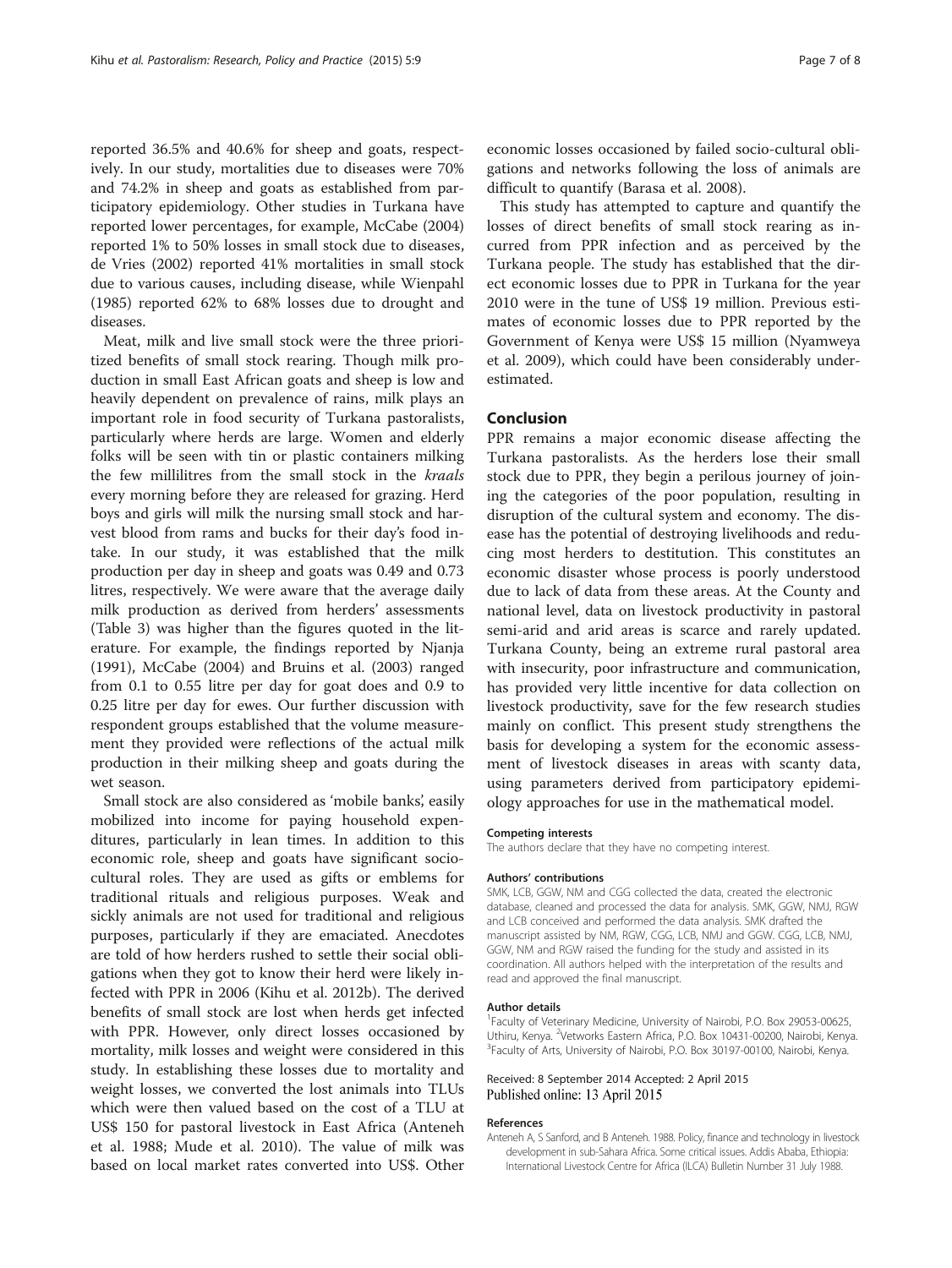reported 36.5% and 40.6% for sheep and goats, respectively. In our study, mortalities due to diseases were 70% and 74.2% in sheep and goats as established from participatory epidemiology. Other studies in Turkana have reported lower percentages, for example, McCabe (2004) reported 1% to 50% losses in small stock due to diseases, de Vries (2002) reported 41% mortalities in small stock due to various causes, including disease, while Wienpahl (1985) reported 62% to 68% losses due to drought and diseases.

Meat, milk and live small stock were the three prioritized benefits of small stock rearing. Though milk production in small East African goats and sheep is low and heavily dependent on prevalence of rains, milk plays an important role in food security of Turkana pastoralists, particularly where herds are large. Women and elderly folks will be seen with tin or plastic containers milking the few millilitres from the small stock in the *kraals* every morning before they are released for grazing. Herd boys and girls will milk the nursing small stock and harvest blood from rams and bucks for their day's food intake. In our study, it was established that the milk production per day in sheep and goats was 0.49 and 0.73 litres, respectively. We were aware that the average daily milk production as derived from herders' assessments (Table 3) was higher than the figures quoted in the literature. For example, the findings reported by Njanja (1991), McCabe (2004) and Bruins et al. (2003) ranged from 0.1 to 0.55 litre per day for goat does and 0.9 to 0.25 litre per day for ewes. Our further discussion with respondent groups established that the volume measurement they provided were reflections of the actual milk production in their milking sheep and goats during the wet season.

Small stock are also considered as 'mobile banks', easily mobilized into income for paying household expenditures, particularly in lean times. In addition to this economic role, sheep and goats have significant socio-cultural roles. They are used as gifts or emblems for traditional rituals and religious purposes. Weak and sickly animals are not used for traditional and religious purposes, particularly if they are emaciated. Anecdotes are told of how herders rushed to settle their social obligations when they got to know their herd were likely infected with PPR in 2006 (Kihu et al. 2012b). The derived benefits of small stock are lost when herds get infected with PPR. However, only direct losses occasioned by mortality, milk losses and weight were considered in this study. In establishing these losses due to mortality and weight losses, we converted the lost animals into TLUs which were then valued based on the cost of a TLU at US$ 150 for pastoral livestock in East Africa (Anteneh et al. 1988; Mude et al. 2010). The value of milk was based on local market rates converted into US$. Other economic losses occasioned by failed socio-cultural obligations and networks following the loss of animals are difficult to quantify (Barasa et al. 2008).

This study has attempted to capture and quantify the losses of direct benefits of small stock rearing as incurred from PPR infection and as perceived by the Turkana people. The study has established that the direct economic losses due to PPR in Turkana for the year 2010 were in the tune of US$ 19 million. Previous estimates of economic losses due to PPR reported by the Government of Kenya were US$ 15 million (Nyamweya et al. 2009), which could have been considerably underestimated.

## Conclusion

PPR remains a major economic disease affecting the Turkana pastoralists. As the herders lose their small stock due to PPR, they begin a perilous journey of joining the categories of the poor population, resulting in disruption of the cultural system and economy. The disease has the potential of destroying livelihoods and reducing most herders to destitution. This constitutes an economic disaster whose process is poorly understood due to lack of data from these areas. At the County and national level, data on livestock productivity in pastoral semi-arid and arid areas is scarce and rarely updated. Turkana County, being an extreme rural pastoral area with insecurity, poor infrastructure and communication, has provided very little incentive for data collection on livestock productivity, save for the few research studies mainly on conflict. This present study strengthens the basis for developing a system for the economic assessment of livestock diseases in areas with scanty data, using parameters derived from participatory epidemiology approaches for use in the mathematical model.

#### Competing interests

The authors declare that they have no competing interest.

#### Authors' contributions

SMK, LCB, GGW, NM and CGG collected the data, created the electronic database, cleaned and processed the data for analysis. SMK, GGW, NMJ, RGW and LCB conceived and performed the data analysis. SMK drafted the manuscript assisted by NM, RGW, CGG, LCB, NMJ and GGW. CGG, LCB, NMJ, GGW, NM and RGW raised the funding for the study and assisted in its coordination. All authors helped with the interpretation of the results and read and approved the final manuscript.

#### Author details

[1]Faculty of Veterinary Medicine, University of Nairobi, P.O. Box 29053-00625, Uthiru, Kenya. [2]Vetworks Eastern Africa, P.O. Box 10431-00200, Nairobi, Kenya. [3]Faculty of Arts, University of Nairobi, P.O. Box 30197-00100, Nairobi, Kenya.

Received: 8 September 2014 Accepted: 2 April 2015
Published online: 13 April 2015

#### References

Anteneh A, S Sanford, and B Anteneh. 1988. Policy, finance and technology in livestock development in sub-Sahara Africa. Some critical issues. Addis Ababa, Ethiopia: International Livestock Centre for Africa (ILCA) Bulletin Number 31 July 1988.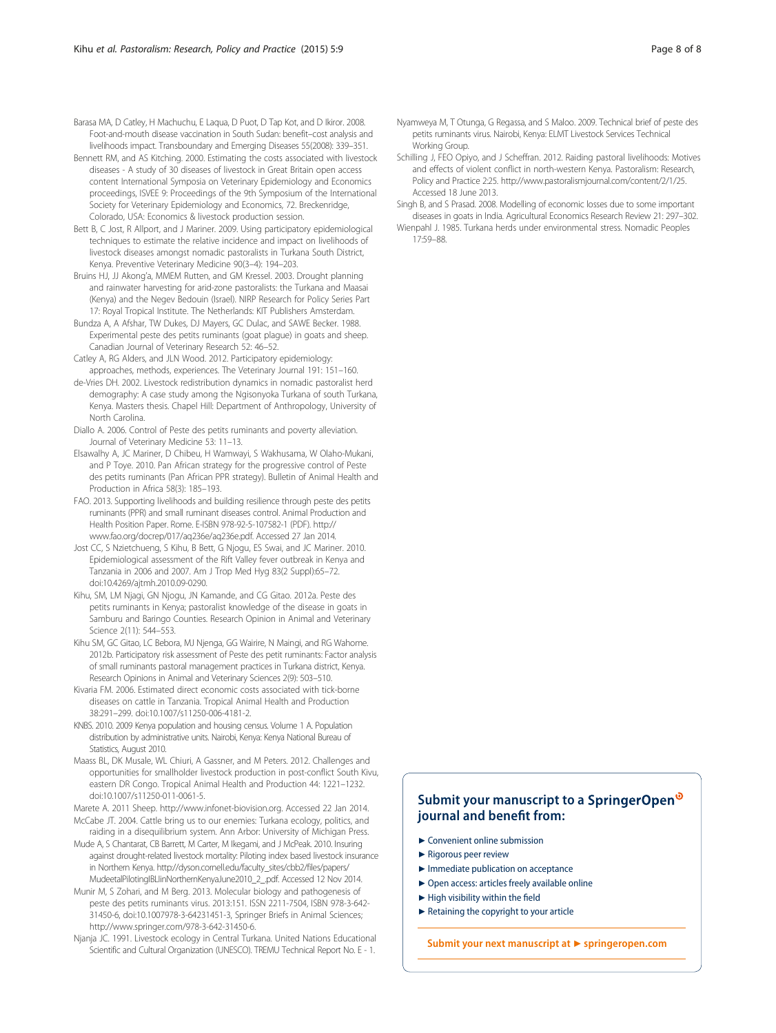Barasa MA, D Catley, H Machuchu, E Laqua, D Puot, D Tap Kot, and D Ikiror. 2008. Foot-and-mouth disease vaccination in South Sudan: benefit–cost analysis and livelihoods impact. Transboundary and Emerging Diseases 55(2008): 339–351.

Bennett RM, and AS Kitching. 2000. Estimating the costs associated with livestock diseases - A study of 30 diseases of livestock in Great Britain open access content International Symposia on Veterinary Epidemiology and Economics proceedings, ISVEE 9: Proceedings of the 9th Symposium of the International Society for Veterinary Epidemiology and Economics, 72. Breckenridge, Colorado, USA: Economics & livestock production session.

Bett B, C Jost, R Allport, and J Mariner. 2009. Using participatory epidemiological techniques to estimate the relative incidence and impact on livelihoods of livestock diseases amongst nomadic pastoralists in Turkana South District, Kenya. Preventive Veterinary Medicine 90(3–4): 194–203.

Bruins HJ, JJ Akong'a, MMEM Rutten, and GM Kressel. 2003. Drought planning and rainwater harvesting for arid-zone pastoralists: the Turkana and Maasai (Kenya) and the Negev Bedouin (Israel). NIRP Research for Policy Series Part 17: Royal Tropical Institute. The Netherlands: KIT Publishers Amsterdam.

Bundza A, A Afshar, TW Dukes, DJ Mayers, GC Dulac, and SAWE Becker. 1988. Experimental peste des petits ruminants (goat plague) in goats and sheep. Canadian Journal of Veterinary Research 52: 46–52.

Catley A, RG Alders, and JLN Wood. 2012. Participatory epidemiology: approaches, methods, experiences. The Veterinary Journal 191: 151–160.

de-Vries DH. 2002. Livestock redistribution dynamics in nomadic pastoralist herd demography: A case study among the Ngisonyoka Turkana of south Turkana, Kenya. Masters thesis. Chapel Hill: Department of Anthropology, University of North Carolina.

Diallo A. 2006. Control of Peste des petits ruminants and poverty alleviation. Journal of Veterinary Medicine 53: 11–13.

Elsawalhy A, JC Mariner, D Chibeu, H Wamwayi, S Wakhusama, W Olaho-Mukani, and P Toye. 2010. Pan African strategy for the progressive control of Peste des petits ruminants (Pan African PPR strategy). Bulletin of Animal Health and Production in Africa 58(3): 185–193.

FAO. 2013. Supporting livelihoods and building resilience through peste des petits ruminants (PPR) and small ruminant diseases control. Animal Production and Health Position Paper. Rome. E-ISBN 978-92-5-107582-1 (PDF). http://www.fao.org/docrep/017/aq236e/aq236e.pdf. Accessed 27 Jan 2014.

Jost CC, S Nzietchueng, S Kihu, B Bett, G Njogu, ES Swai, and JC Mariner. 2010. Epidemiological assessment of the Rift Valley fever outbreak in Kenya and Tanzania in 2006 and 2007. Am J Trop Med Hyg 83(2 Suppl):65–72. doi:10.4269/ajtmh.2010.09-0290.

Kihu, SM, LM Njagi, GN Njogu, JN Kamande, and CG Gitao. 2012a. Peste des petits ruminants in Kenya; pastoralist knowledge of the disease in goats in Samburu and Baringo Counties. Research Opinion in Animal and Veterinary Science 2(11): 544–553.

Kihu SM, GC Gitao, LC Bebora, MJ Njenga, GG Wairire, N Maingi, and RG Wahome. 2012b. Participatory risk assessment of Peste des petit ruminants: Factor analysis of small ruminants pastoral management practices in Turkana district, Kenya. Research Opinions in Animal and Veterinary Sciences 2(9): 503–510.

Kivaria FM. 2006. Estimated direct economic costs associated with tick-borne diseases on cattle in Tanzania. Tropical Animal Health and Production 38:291–299. doi:10.1007/s11250-006-4181-2.

KNBS. 2010. 2009 Kenya population and housing census. Volume 1 A. Population distribution by administrative units. Nairobi, Kenya: Kenya National Bureau of Statistics, August 2010.

Maass BL, DK Musale, WL Chiuri, A Gassner, and M Peters. 2012. Challenges and opportunities for smallholder livestock production in post-conflict South Kivu, eastern DR Congo. Tropical Animal Health and Production 44: 1221–1232. doi:10.1007/s11250-011-0061-5.

Marete A. 2011 Sheep. http://www.infonet-biovision.org. Accessed 22 Jan 2014.

McCabe JT. 2004. Cattle bring us to our enemies: Turkana ecology, politics, and raiding in a disequilibrium system. Ann Arbor: University of Michigan Press.

Mude A, S Chantarat, CB Barrett, M Carter, M Ikegami, and J McPeak. 2010. Insuring against drought-related livestock mortality: Piloting index based livestock insurance in Northern Kenya. http://dyson.cornell.edu/faculty_sites/cbb2/files/papers/MudeetalPilotingIBLIinNorthernKenyaJune2010_2_.pdf. Accessed 12 Nov 2014.

Munir M, S Zohari, and M Berg. 2013. Molecular biology and pathogenesis of peste des petits ruminants virus. 2013:151. ISSN 2211-7504, ISBN 978-3-642-31450-6, doi:10.1007978-3-64231451-3, Springer Briefs in Animal Sciences; http://www.springer.com/978-3-642-31450-6.

Njanja JC. 1991. Livestock ecology in Central Turkana. United Nations Educational Scientific and Cultural Organization (UNESCO). TREMU Technical Report No. E - 1.

Nyamweya M, T Otunga, G Regassa, and S Maloo. 2009. Technical brief of peste des petits ruminants virus. Nairobi, Kenya: ELMT Livestock Services Technical Working Group.

Schilling J, FEO Opiyo, and J Scheffran. 2012. Raiding pastoral livelihoods: Motives and effects of violent conflict in north-western Kenya. Pastoralism: Research, Policy and Practice 2:25. http://www.pastoralismjournal.com/content/2/1/25. Accessed 18 June 2013.

Singh B, and S Prasad. 2008. Modelling of economic losses due to some important diseases in goats in India. Agricultural Economics Research Review 21: 297–302.

Wienpahl J. 1985. Turkana herds under environmental stress. Nomadic Peoples 17:59–88.